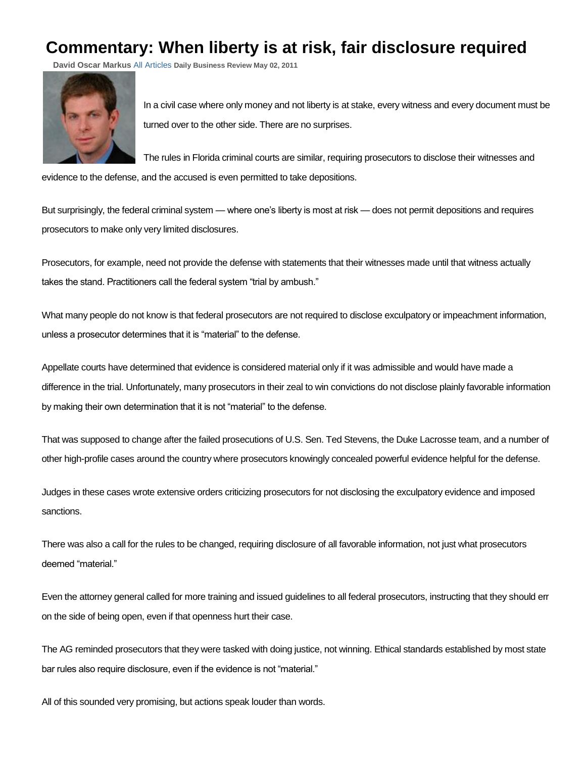# Commentary: When liberty is at risk, fair disclosure required

**David Oscar Markus** All Articles **Daily Business Review May 02, 2011**

In a civil case where only money and not liberty is at stake, every witness and every document must be turned over to the other side. There are no surprises.

The rules in Florida criminal courts are similar, requiring prosecutors to disclose their witnesses and evidence to the defense, and the accused is even permitted to take depositions.

But surprisingly, the federal criminal system — where one's liberty is most at risk — does not permit depositions and requires prosecutors to make only very limited disclosures.

Prosecutors, for example, need not provide the defense with statements that their witnesses made until that witness actually takes the stand. Practitioners call the federal system "trial by ambush."

What many people do not know is that federal prosecutors are not required to disclose exculpatory or impeachment information, unless a prosecutor determines that it is "material" to the defense.

Appellate courts have determined that evidence is considered material only if it was admissible and would have made a difference in the trial. Unfortunately, many prosecutors in their zeal to win convictions do not disclose plainly favorable information by making their own determination that it is not "material" to the defense.

That was supposed to change after the failed prosecutions of U.S. Sen. Ted Stevens, the Duke Lacrosse team, and a number of other high-profile cases around the country where prosecutors knowingly concealed powerful evidence helpful for the defense.

Judges in these cases wrote extensive orders criticizing prosecutors for not disclosing the exculpatory evidence and imposed sanctions.

There was also a call for the rules to be changed, requiring disclosure of all favorable information, not just what prosecutors deemed "material."

Even the attorney general called for more training and issued guidelines to all federal prosecutors, instructing that they should err on the side of being open, even if that openness hurt their case.

The AG reminded prosecutors that they were tasked with doing justice, not winning. Ethical standards established by most state bar rules also require disclosure, even if the evidence is not "material."

All of this sounded very promising, but actions speak louder than words.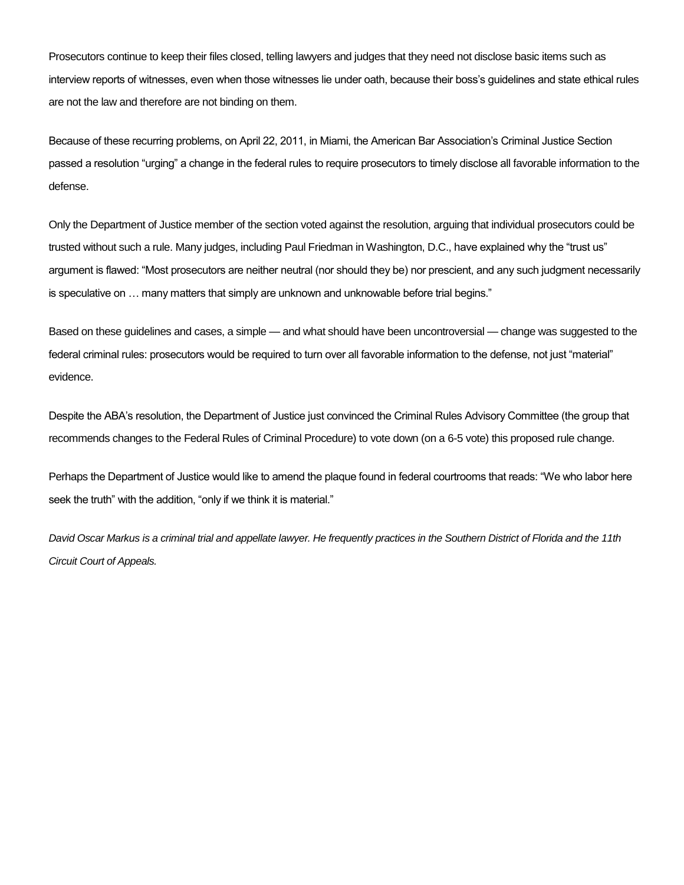Prosecutors continue to keep their files closed, telling lawyers and judges that they need not disclose basic items such as interview reports of witnesses, even when those witnesses lie under oath, because their boss's guidelines and state ethical rules are not the law and therefore are not binding on them.

Because of these recurring problems, on April 22, 2011, in Miami, the American Bar Association's Criminal Justice Section passed a resolution "urging" a change in the federal rules to require prosecutors to timely disclose all favorable information to the defense.

Only the Department of Justice member of the section voted against the resolution, arguing that individual prosecutors could be trusted without such a rule. Many judges, including Paul Friedman in Washington, D.C., have explained why the "trust us" argument is flawed: "Most prosecutors are neither neutral (nor should they be) nor prescient, and any such judgment necessarily is speculative on … many matters that simply are unknown and unknowable before trial begins."

Based on these guidelines and cases, a simple — and what should have been uncontroversial — change was suggested to the federal criminal rules: prosecutors would be required to turn over all favorable information to the defense, not just "material" evidence.

Despite the ABA's resolution, the Department of Justice just convinced the Criminal Rules Advisory Committee (the group that recommends changes to the Federal Rules of Criminal Procedure) to vote down (on a 6-5 vote) this proposed rule change.

Perhaps the Department of Justice would like to amend the plaque found in federal courtrooms that reads: "We who labor here seek the truth" with the addition, "only if we think it is material."

*David Oscar Markus is a criminal trial and appellate lawyer. He frequently practices in the Southern District of Florida and the 11th Circuit Court of Appeals.*